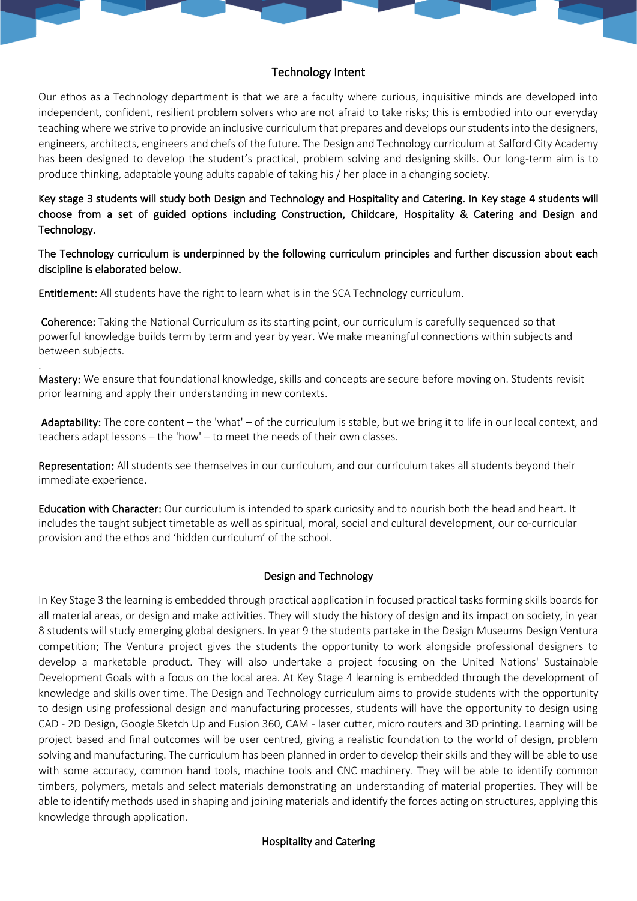## Technology Intent

Our ethos as a Technology department is that we are a faculty where curious, inquisitive minds are developed into independent, confident, resilient problem solvers who are not afraid to take risks; this is embodied into our everyday teaching where we strive to provide an inclusive curriculum that prepares and develops our students into the designers, engineers, architects, engineers and chefs of the future. The Design and Technology curriculum at Salford City Academy has been designed to develop the student's practical, problem solving and designing skills. Our long-term aim is to produce thinking, adaptable young adults capable of taking his / her place in a changing society.

Key stage 3 students will study both Design and Technology and Hospitality and Catering. In Key stage 4 students will choose from a set of guided options including Construction, Childcare, Hospitality & Catering and Design and Technology.

The Technology curriculum is underpinned by the following curriculum principles and further discussion about each discipline is elaborated below.

**Entitlement:** All students have the right to learn what is in the SCA Technology curriculum.

**Coherence:** Taking the National Curriculum as its starting point, our curriculum is carefully sequenced so that powerful knowledge builds term by term and year by year. We make meaningful connections within subjects and between subjects.

**Mastery:** We ensure that foundational knowledge, skills and concepts are secure before moving on. Students revisit prior learning and apply their understanding in new contexts.

**Adaptability:** The core content – the 'what' – of the curriculum is stable, but we bring it to life in our local context, and teachers adapt lessons – the 'how' – to meet the needs of their own classes.

**Representation:** All students see themselves in our curriculum, and our curriculum takes all students beyond their immediate experience.

**Education with Character:** Our curriculum is intended to spark curiosity and to nourish both the head and heart. It includes the taught subject timetable as well as spiritual, moral, social and cultural development, our co-curricular provision and the ethos and 'hidden curriculum' of the school.

## Design and Technology

In Key Stage 3 the learning is embedded through practical application in focused practical tasks forming skills boards for all material areas, or design and make activities. They will study the history of design and its impact on society, in year 8 students will study emerging global designers. In year 9 the students partake in the Design Museums Design Ventura competition; The Ventura project gives the students the opportunity to work alongside professional designers to develop a marketable product. They will also undertake a project focusing on the United Nations' Sustainable Development Goals with a focus on the local area. At Key Stage 4 learning is embedded through the development of knowledge and skills over time. The Design and Technology curriculum aims to provide students with the opportunity to design using professional design and manufacturing processes, students will have the opportunity to design using CAD - 2D Design, Google Sketch Up and Fusion 360, CAM - laser cutter, micro routers and 3D printing. Learning will be project based and final outcomes will be user centred, giving a realistic foundation to the world of design, problem solving and manufacturing. The curriculum has been planned in order to develop their skills and they will be able to use with some accuracy, common hand tools, machine tools and CNC machinery. They will be able to identify common timbers, polymers, metals and select materials demonstrating an understanding of material properties. They will be able to identify methods used in shaping and joining materials and identify the forces acting on structures, applying this knowledge through application.

## Hospitality and Catering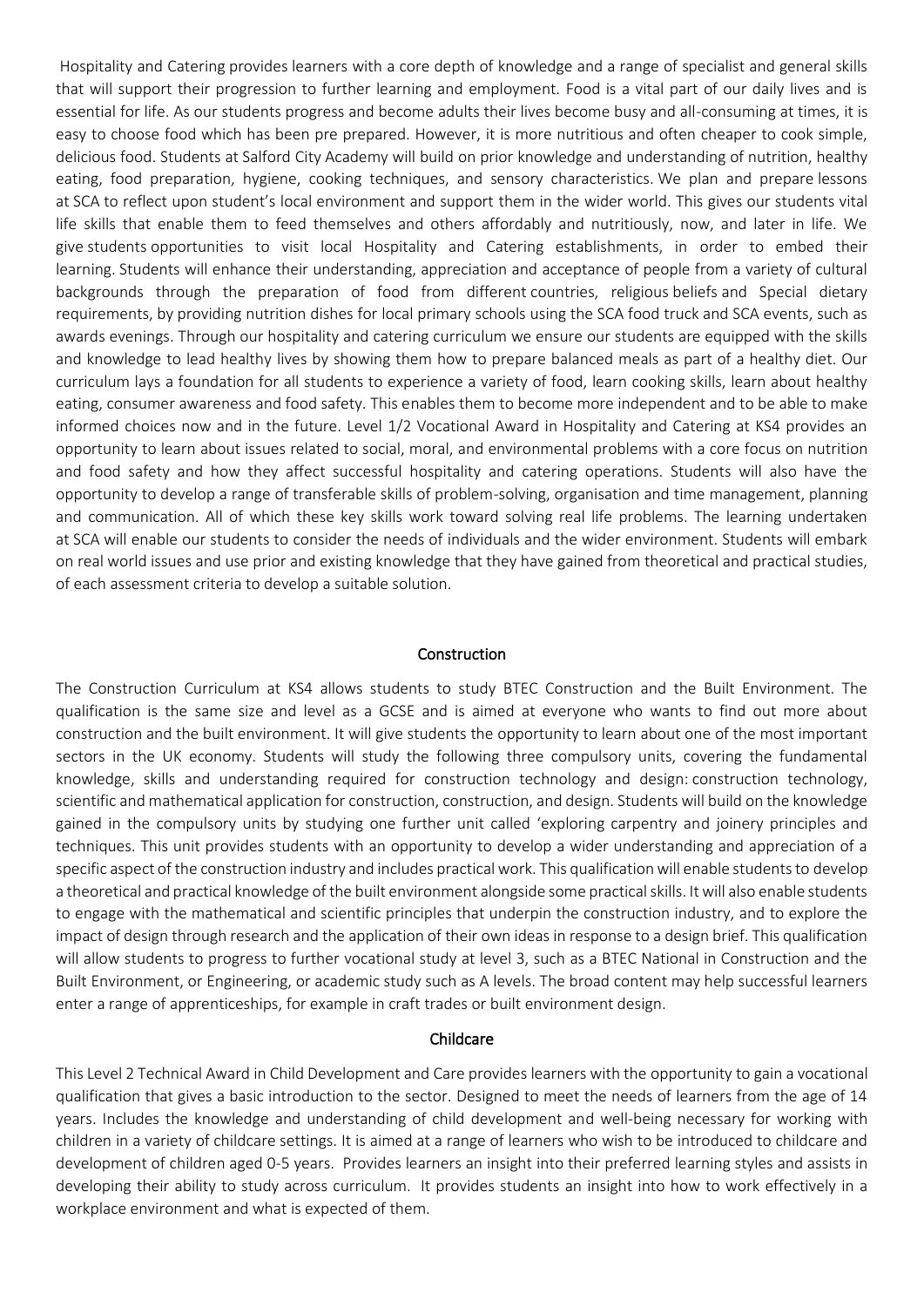Hospitality and Catering provides learners with a core depth of knowledge and a range of specialist and general skills that will support their progression to further learning and employment. Food is a vital part of our daily lives and is essential for life. As our students progress and become adults their lives become busy and all-consuming at times, it is easy to choose food which has been pre prepared. However, it is more nutritious and often cheaper to cook simple, delicious food. Students at Salford City Academy will build on prior knowledge and understanding of nutrition, healthy eating, food preparation, hygiene, cooking techniques, and sensory characteristics. We plan and prepare lessons at SCA to reflect upon student's local environment and support them in the wider world. This gives our students vital life skills that enable them to feed themselves and others affordably and nutritiously, now, and later in life. We give students opportunities to visit local Hospitality and Catering establishments, in order to embed their learning. Students will enhance their understanding, appreciation and acceptance of people from a variety of cultural backgrounds through the preparation of food from different countries, religious beliefs and Special dietary requirements, by providing nutrition dishes for local primary schools using the SCA food truck and SCA events, such as awards evenings. Through our hospitality and catering curriculum we ensure our students are equipped with the skills and knowledge to lead healthy lives by showing them how to prepare balanced meals as part of a healthy diet. Our curriculum lays a foundation for all students to experience a variety of food, learn cooking skills, learn about healthy eating, consumer awareness and food safety. This enables them to become more independent and to be able to make informed choices now and in the future. Level 1/2 Vocational Award in Hospitality and Catering at KS4 provides an opportunity to learn about issues related to social, moral, and environmental problems with a core focus on nutrition and food safety and how they affect successful hospitality and catering operations. Students will also have the opportunity to develop a range of transferable skills of problem-solving, organisation and time management, planning and communication. All of which these key skills work toward solving real life problems. The learning undertaken at SCA will enable our students to consider the needs of individuals and the wider environment. Students will embark on real world issues and use prior and existing knowledge that they have gained from theoretical and practical studies, of each assessment criteria to develop a suitable solution.

## Construction

The Construction Curriculum at KS4 allows students to study BTEC Construction and the Built Environment. The qualification is the same size and level as a GCSE and is aimed at everyone who wants to find out more about construction and the built environment. It will give students the opportunity to learn about one of the most important sectors in the UK economy. Students will study the following three compulsory units, covering the fundamental knowledge, skills and understanding required for construction technology and design: construction technology, scientific and mathematical application for construction, construction, and design. Students will build on the knowledge gained in the compulsory units by studying one further unit called 'exploring carpentry and joinery principles and techniques. This unit provides students with an opportunity to develop a wider understanding and appreciation of a specific aspect of the construction industry and includes practical work. This qualification will enable students to develop a theoretical and practical knowledge of the built environment alongside some practical skills. It will also enable students to engage with the mathematical and scientific principles that underpin the construction industry, and to explore the impact of design through research and the application of their own ideas in response to a design brief. This qualification will allow students to progress to further vocational study at level 3, such as a BTEC National in Construction and the Built Environment, or Engineering, or academic study such as A levels. The broad content may help successful learners enter a range of apprenticeships, for example in craft trades or built environment design.

## Childcare

This Level 2 Technical Award in Child Development and Care provides learners with the opportunity to gain a vocational qualification that gives a basic introduction to the sector. Designed to meet the needs of learners from the age of 14 years. Includes the knowledge and understanding of child development and well-being necessary for working with children in a variety of childcare settings. It is aimed at a range of learners who wish to be introduced to childcare and development of children aged 0-5 years. Provides learners an insight into their preferred learning styles and assists in developing their ability to study across curriculum. It provides students an insight into how to work effectively in a workplace environment and what is expected of them.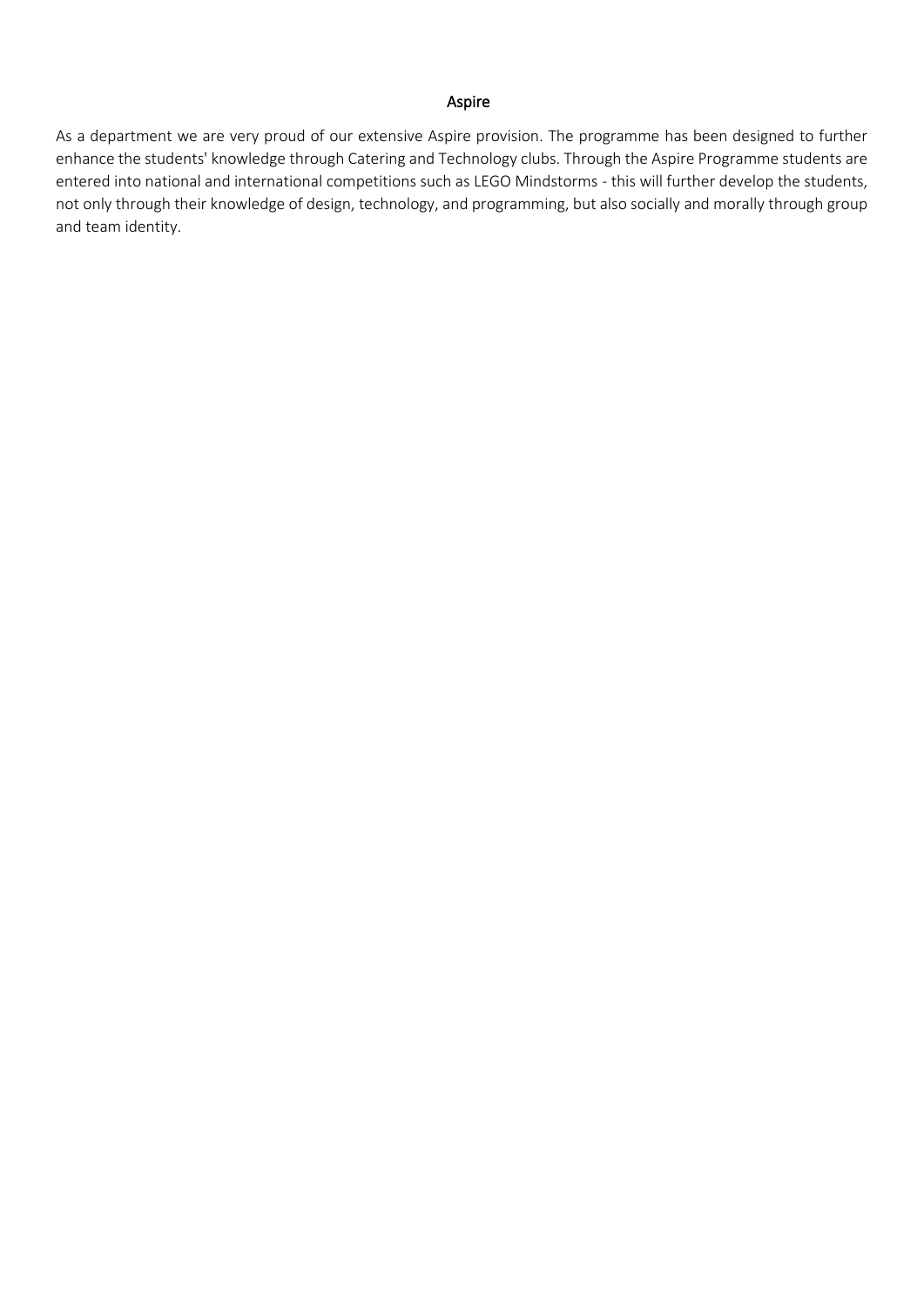## Aspire

As a department we are very proud of our extensive Aspire provision. The programme has been designed to further enhance the students' knowledge through Catering and Technology clubs. Through the Aspire Programme students are entered into national and international competitions such as LEGO Mindstorms - this will further develop the students, not only through their knowledge of design, technology, and programming, but also socially and morally through group and team identity.